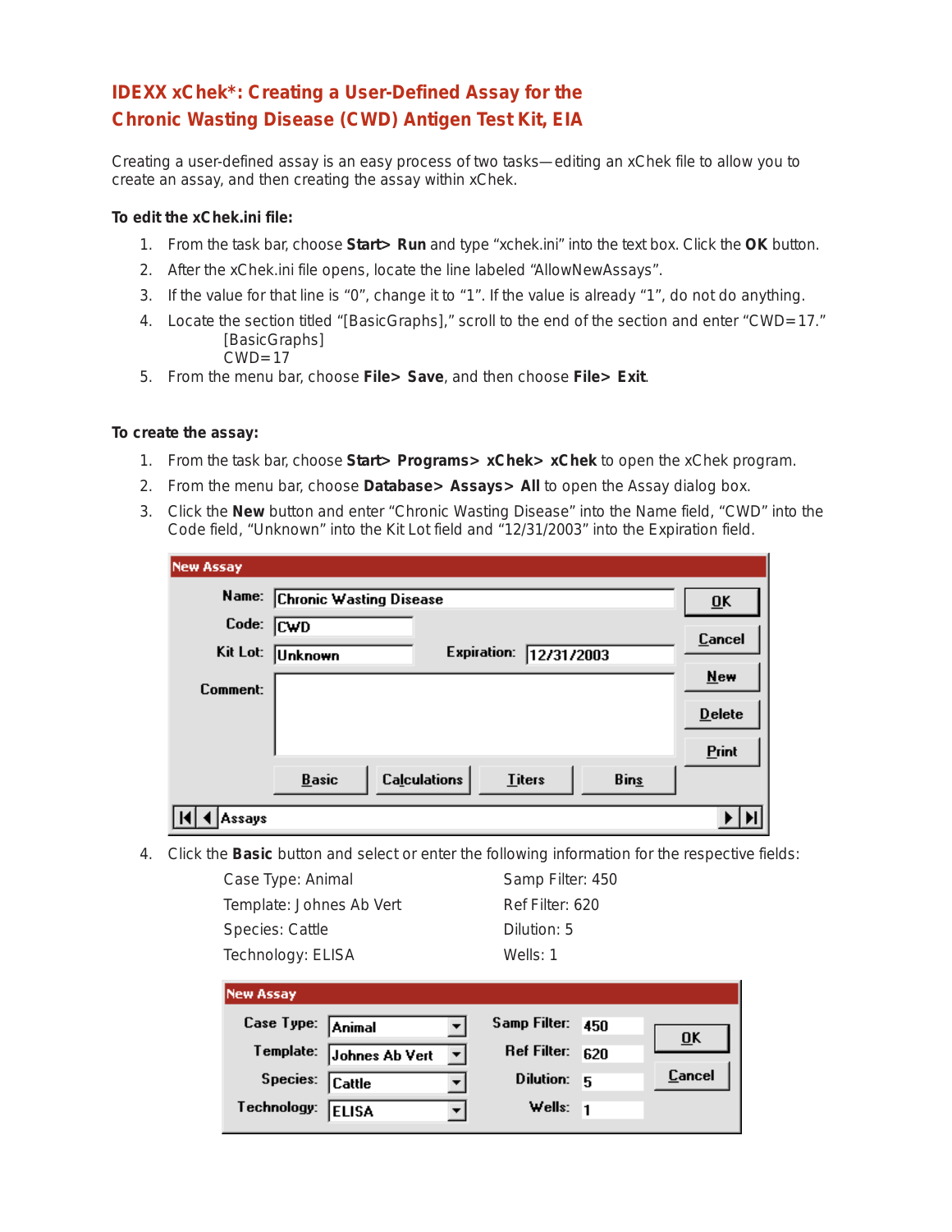# IDEXX xChek*: Creating a User-Defined Assay for the Chronic Wasting Disease (CWD) Antigen Test Kit, EIA

Creating a user-defined assay is an easy process of two tasks—editing an xChek file to allow you to create an assay, and then creating the assay within xChek.

**To edit the xChek.ini file:**

1. From the task bar, choose **Start> Run** and type "xchek.ini" into the text box. Click the **OK** button.
2. After the xChek.ini file opens, locate the line labeled "AllowNewAssays".
3. If the value for that line is "0", change it to "1". If the value is already "1", do not do anything.
4. Locate the section titled "[BasicGraphs]," scroll to the end of the section and enter "CWD=17."

   [BasicGraphs]
   CWD=17
5. From the menu bar, choose **File> Save**, and then choose **File> Exit**.

**To create the assay:**

1. From the task bar, choose **Start> Programs> xChek> xChek** to open the xChek program.
2. From the menu bar, choose **Database> Assays> All** to open the Assay dialog box.
3. Click the **New** button and enter "Chronic Wasting Disease" into the Name field, "CWD" into the Code field, "Unknown" into the Kit Lot field and "12/31/2003" into the Expiration field.

New Assay

Name: Chronic Wasting Disease
Code: CWD
Kit Lot: Unknown
Expiration: 12/31/2003
Comment:
OK
Cancel
New
Delete
Print
Basic
Calculations
Titers
Bins
Assays

4. Click the **Basic** button and select or enter the following information for the respective fields:

   Case Type: Animal
   Template: Johnes Ab Vert
   Species: Cattle
   Technology: ELISA
   Samp Filter: 450
   Ref Filter: 620
   Dilution: 5
   Wells: 1

New Assay

Case Type: Animal
Template: Johnes Ab Vert
Species: Cattle
Technology: ELISA
Samp Filter: 450
Ref Filter: 620
Dilution: 5
Wells: 1
OK
Cancel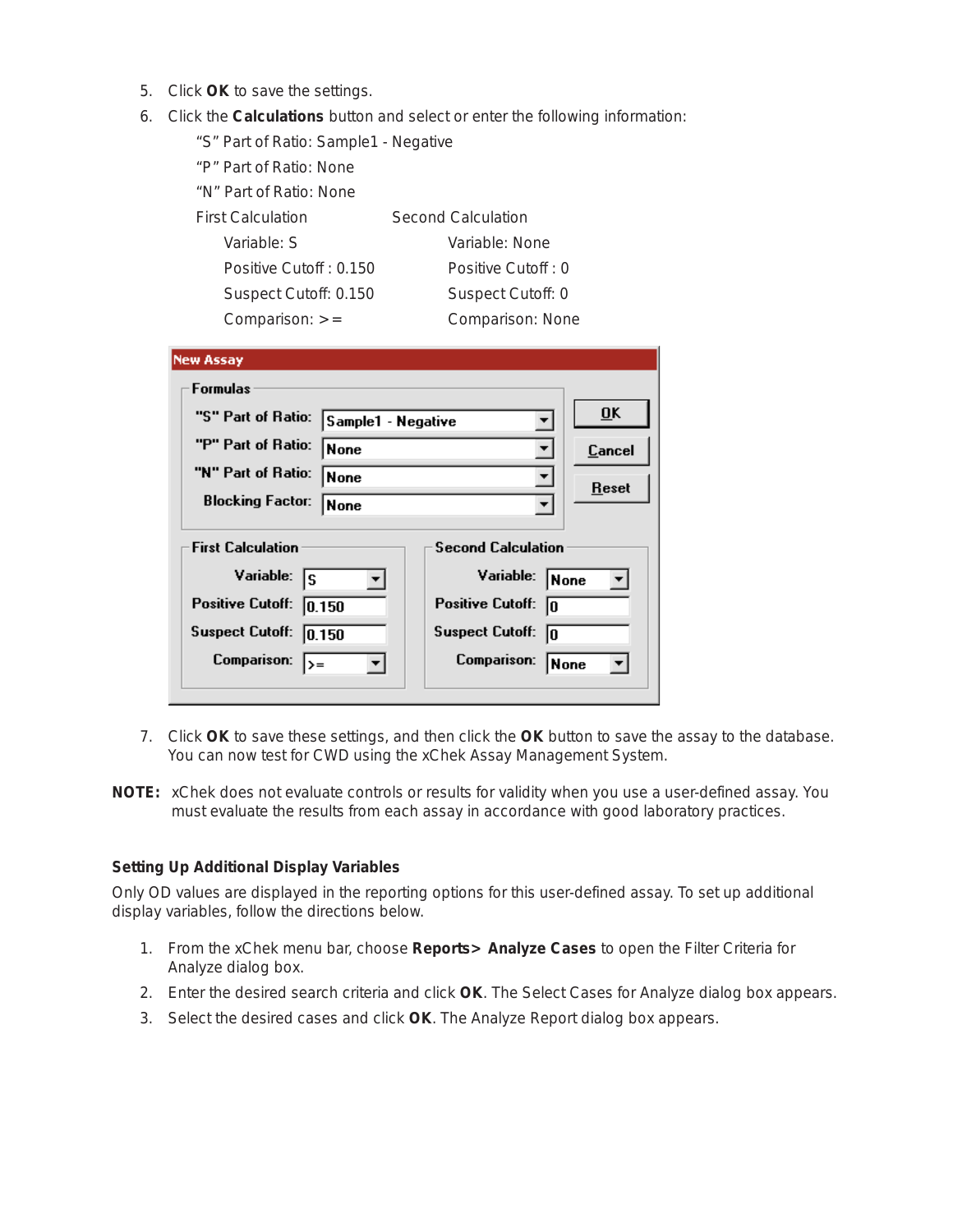5. Click **OK** to save the settings.
6. Click the **Calculations** button and select or enter the following information:

   "S" Part of Ratio: Sample1 - Negative
   "P" Part of Ratio: None
   "N" Part of Ratio: None

   | First Calculation | Second Calculation |
   |---|---|
   | Variable: S | Variable: None |
   | Positive Cutoff : 0.150 | Positive Cutoff : 0 |
   | Suspect Cutoff: 0.150 | Suspect Cutoff: 0 |
   | Comparison: >= | Comparison: None |

7. Click **OK** to save these settings, and then click the **OK** button to save the assay to the database. You can now test for CWD using the xChek Assay Management System.

**NOTE:** xChek does not evaluate controls or results for validity when you use a user-defined assay. You must evaluate the results from each assay in accordance with good laboratory practices.

### Setting Up Additional Display Variables

Only OD values are displayed in the reporting options for this user-defined assay. To set up additional display variables, follow the directions below.

1. From the xChek menu bar, choose **Reports> Analyze Cases** to open the Filter Criteria for Analyze dialog box.
2. Enter the desired search criteria and click **OK**. The Select Cases for Analyze dialog box appears.
3. Select the desired cases and click **OK**. The Analyze Report dialog box appears.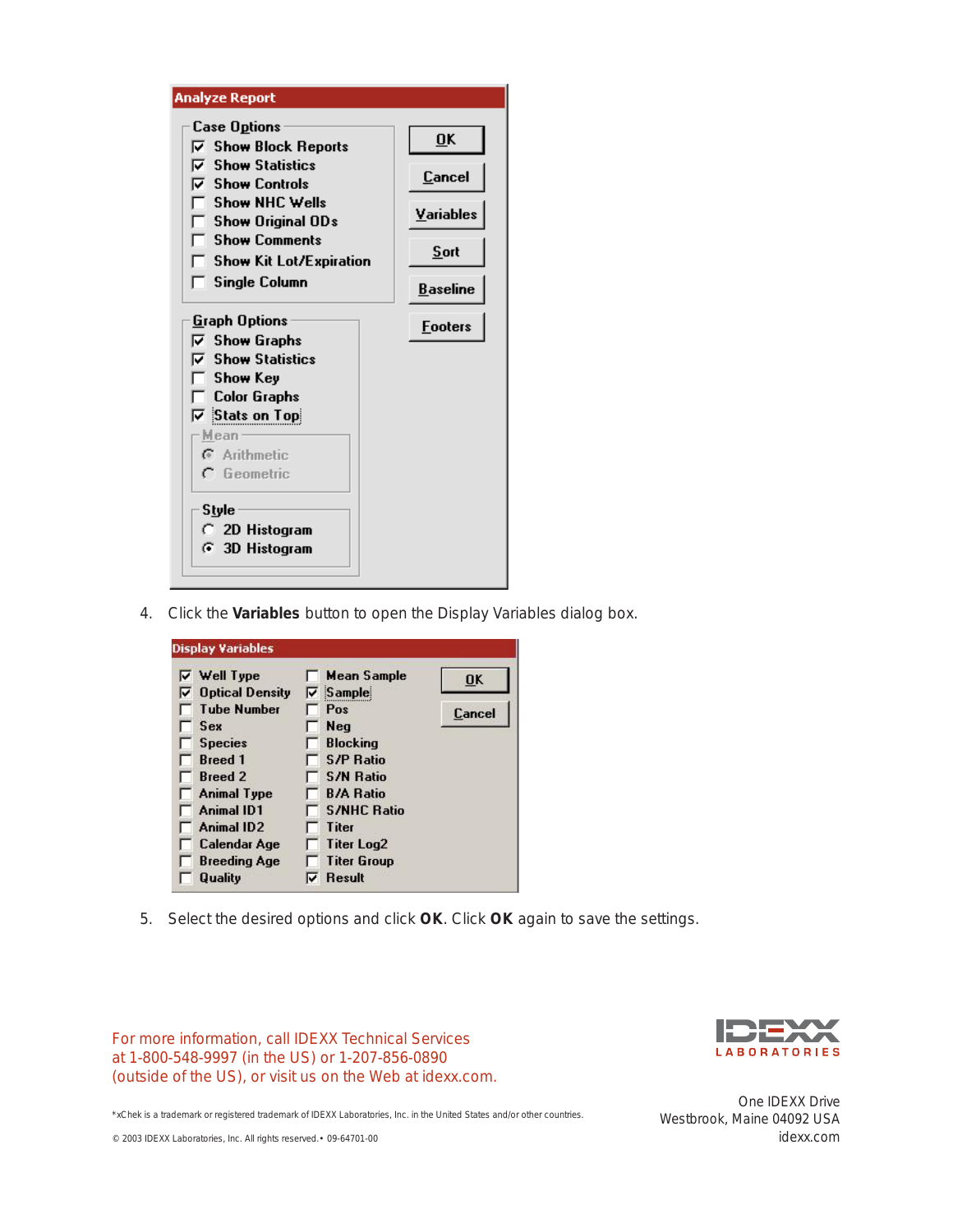**Analyze Report**

Case Options
- [x] Show Block Reports
- [x] Show Statistics
- [x] Show Controls
- [ ] Show NHC Wells
- [ ] Show Original ODs
- [ ] Show Comments
- [ ] Show Kit Lot/Expiration
- [ ] Single Column

Graph Options
- [x] Show Graphs
- [x] Show Statistics
- [ ] Show Key
- [ ] Color Graphs
- [x] Stats on Top

Mean
- (•) Arithmetic
- ( ) Geometric

Style
- ( ) 2D Histogram
- (•) 3D Histogram

OK | Cancel | Variables | Sort | Baseline | Footers

4. Click the **Variables** button to open the Display Variables dialog box.

**Display Variables**

- [x] Well Type
- [x] Optical Density
- [ ] Tube Number
- [ ] Sex
- [ ] Species
- [ ] Breed 1
- [ ] Breed 2
- [ ] Animal Type
- [ ] Animal ID1
- [ ] Animal ID2
- [ ] Calendar Age
- [ ] Breeding Age
- [ ] Quality
- [ ] Mean Sample
- [x] Sample
- [ ] Pos
- [ ] Neg
- [ ] Blocking
- [ ] S/P Ratio
- [ ] S/N Ratio
- [ ] B/A Ratio
- [ ] S/NHC Ratio
- [ ] Titer
- [ ] Titer Log2
- [ ] Titer Group
- [x] Result

OK | Cancel

5. Select the desired options and click **OK**. Click **OK** again to save the settings.

For more information, call IDEXX Technical Services
at 1-800-548-9997 (in the US) or 1-207-856-0890
(outside of the US), or visit us on the Web at idexx.com.

IDEXX LABORATORIES

*xChek is a trademark or registered trademark of IDEXX Laboratories, Inc. in the United States and/or other countries.

© 2003 IDEXX Laboratories, Inc. All rights reserved.• 09-64701-00

One IDEXX Drive
Westbrook, Maine 04092 USA
idexx.com